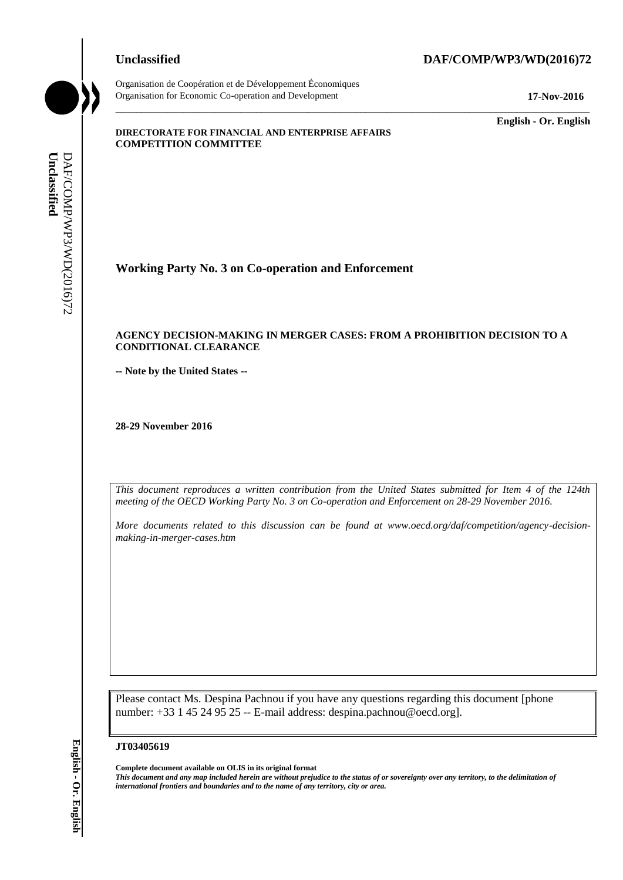**Unclassified** **DAF/COMP/WP3/WD(2016)72**

Organisation de Coopération et de Développement Économiques
Organisation for Economic Co-operation and Development **17-Nov-2016**

**English - Or. English**

**DIRECTORATE FOR FINANCIAL AND ENTERPRISE AFFAIRS**
**COMPETITION COMMITTEE**

## Working Party No. 3 on Co-operation and Enforcement

**AGENCY DECISION-MAKING IN MERGER CASES: FROM A PROHIBITION DECISION TO A CONDITIONAL CLEARANCE**

**-- Note by the United States --**

**28-29 November 2016**

*This document reproduces a written contribution from the United States submitted for Item 4 of the 124th meeting of the OECD Working Party No. 3 on Co-operation and Enforcement on 28-29 November 2016.*

*More documents related to this discussion can be found at www.oecd.org/daf/competition/agency-decision-making-in-merger-cases.htm*

Please contact Ms. Despina Pachnou if you have any questions regarding this document [phone number: +33 1 45 24 95 25 -- E-mail address: despina.pachnou@oecd.org].

**JT03405619**

**Complete document available on OLIS in its original format**
***This document and any map included herein are without prejudice to the status of or sovereignty over any territory, to the delimitation of international frontiers and boundaries and to the name of any territory, city or area.***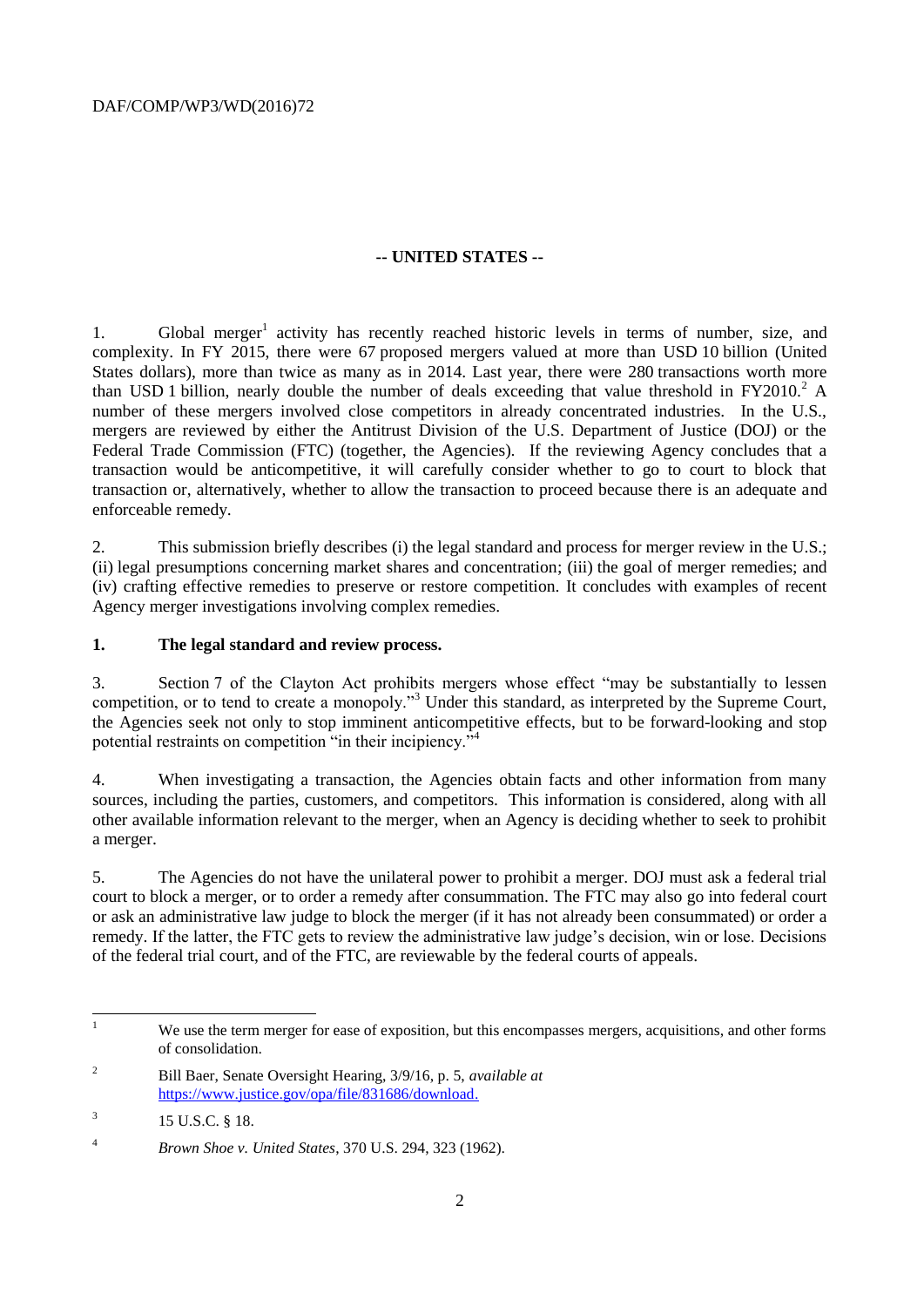## -- UNITED STATES --

1. Global merger[1] activity has recently reached historic levels in terms of number, size, and complexity. In FY 2015, there were 67 proposed mergers valued at more than USD 10 billion (United States dollars), more than twice as many as in 2014. Last year, there were 280 transactions worth more than USD 1 billion, nearly double the number of deals exceeding that value threshold in FY2010.[2] A number of these mergers involved close competitors in already concentrated industries. In the U.S., mergers are reviewed by either the Antitrust Division of the U.S. Department of Justice (DOJ) or the Federal Trade Commission (FTC) (together, the Agencies). If the reviewing Agency concludes that a transaction would be anticompetitive, it will carefully consider whether to go to court to block that transaction or, alternatively, whether to allow the transaction to proceed because there is an adequate and enforceable remedy.

2. This submission briefly describes (i) the legal standard and process for merger review in the U.S.; (ii) legal presumptions concerning market shares and concentration; (iii) the goal of merger remedies; and (iv) crafting effective remedies to preserve or restore competition. It concludes with examples of recent Agency merger investigations involving complex remedies.

### 1. The legal standard and review process.

3. Section 7 of the Clayton Act prohibits mergers whose effect "may be substantially to lessen competition, or to tend to create a monopoly."[3] Under this standard, as interpreted by the Supreme Court, the Agencies seek not only to stop imminent anticompetitive effects, but to be forward-looking and stop potential restraints on competition "in their incipiency."[4]

4. When investigating a transaction, the Agencies obtain facts and other information from many sources, including the parties, customers, and competitors. This information is considered, along with all other available information relevant to the merger, when an Agency is deciding whether to seek to prohibit a merger.

5. The Agencies do not have the unilateral power to prohibit a merger. DOJ must ask a federal trial court to block a merger, or to order a remedy after consummation. The FTC may also go into federal court or ask an administrative law judge to block the merger (if it has not already been consummated) or order a remedy. If the latter, the FTC gets to review the administrative law judge's decision, win or lose. Decisions of the federal trial court, and of the FTC, are reviewable by the federal courts of appeals.

---

[1] We use the term merger for ease of exposition, but this encompasses mergers, acquisitions, and other forms of consolidation.

[2] Bill Baer, Senate Oversight Hearing, 3/9/16, p. 5, *available at* https://www.justice.gov/opa/file/831686/download.

[3] 15 U.S.C. § 18.

[4] *Brown Shoe v. United States*, 370 U.S. 294, 323 (1962).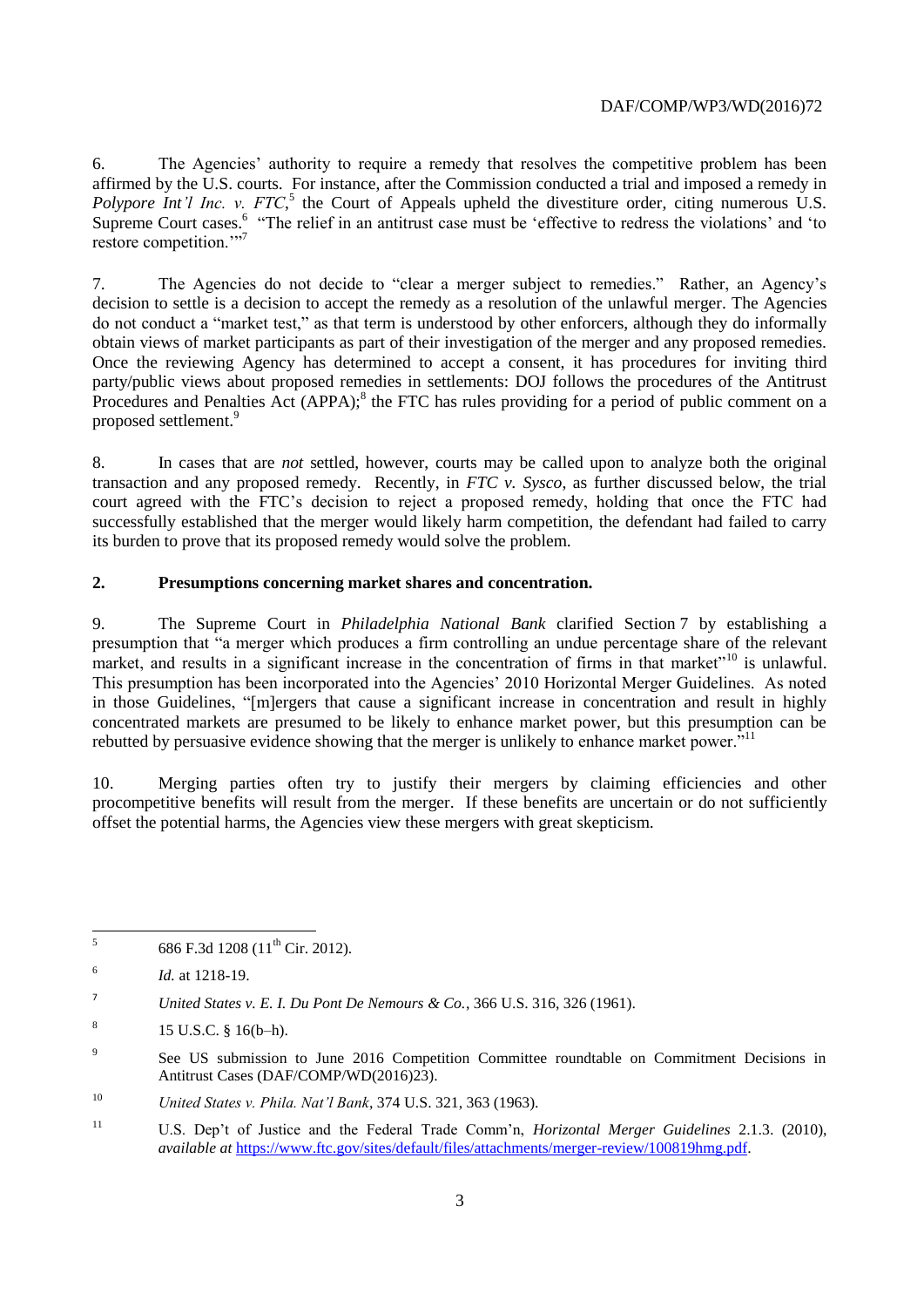6. The Agencies' authority to require a remedy that resolves the competitive problem has been affirmed by the U.S. courts. For instance, after the Commission conducted a trial and imposed a remedy in *Polypore Int'l Inc. v. FTC*,[5] the Court of Appeals upheld the divestiture order, citing numerous U.S. Supreme Court cases.[6] "The relief in an antitrust case must be 'effective to redress the violations' and 'to restore competition.'"[7]

7. The Agencies do not decide to "clear a merger subject to remedies." Rather, an Agency's decision to settle is a decision to accept the remedy as a resolution of the unlawful merger. The Agencies do not conduct a "market test," as that term is understood by other enforcers, although they do informally obtain views of market participants as part of their investigation of the merger and any proposed remedies. Once the reviewing Agency has determined to accept a consent, it has procedures for inviting third party/public views about proposed remedies in settlements: DOJ follows the procedures of the Antitrust Procedures and Penalties Act (APPA);[8] the FTC has rules providing for a period of public comment on a proposed settlement.[9]

8. In cases that are *not* settled, however, courts may be called upon to analyze both the original transaction and any proposed remedy. Recently, in *FTC v. Sysco*, as further discussed below, the trial court agreed with the FTC's decision to reject a proposed remedy, holding that once the FTC had successfully established that the merger would likely harm competition, the defendant had failed to carry its burden to prove that its proposed remedy would solve the problem.

## 2. Presumptions concerning market shares and concentration.

9. The Supreme Court in *Philadelphia National Bank* clarified Section 7 by establishing a presumption that "a merger which produces a firm controlling an undue percentage share of the relevant market, and results in a significant increase in the concentration of firms in that market"[10] is unlawful. This presumption has been incorporated into the Agencies' 2010 Horizontal Merger Guidelines. As noted in those Guidelines, "[m]ergers that cause a significant increase in concentration and result in highly concentrated markets are presumed to be likely to enhance market power, but this presumption can be rebutted by persuasive evidence showing that the merger is unlikely to enhance market power."[11]

10. Merging parties often try to justify their mergers by claiming efficiencies and other procompetitive benefits will result from the merger. If these benefits are uncertain or do not sufficiently offset the potential harms, the Agencies view these mergers with great skepticism.

---

[5] 686 F.3d 1208 (11th Cir. 2012).

[6] *Id.* at 1218-19.

[7] *United States v. E. I. Du Pont De Nemours & Co.*, 366 U.S. 316, 326 (1961).

[8] 15 U.S.C. § 16(b–h).

[9] See US submission to June 2016 Competition Committee roundtable on Commitment Decisions in Antitrust Cases (DAF/COMP/WD(2016)23).

[10] *United States v. Phila. Nat'l Bank*, 374 U.S. 321, 363 (1963).

[11] U.S. Dep't of Justice and the Federal Trade Comm'n, *Horizontal Merger Guidelines* 2.1.3. (2010), *available at* https://www.ftc.gov/sites/default/files/attachments/merger-review/100819hmg.pdf.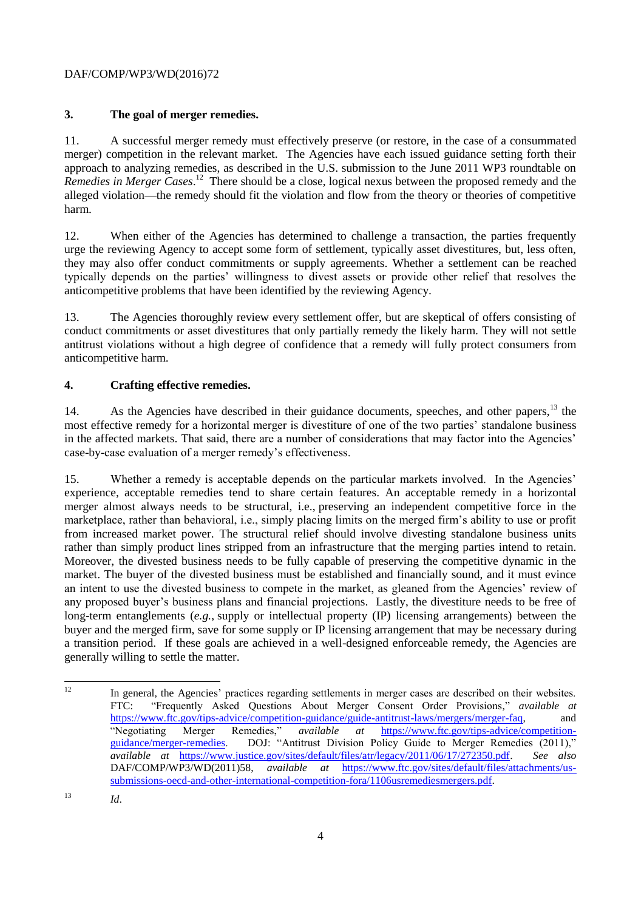## 3. The goal of merger remedies.

11. A successful merger remedy must effectively preserve (or restore, in the case of a consummated merger) competition in the relevant market. The Agencies have each issued guidance setting forth their approach to analyzing remedies, as described in the U.S. submission to the June 2011 WP3 roundtable on *Remedies in Merger Cases*.[12] There should be a close, logical nexus between the proposed remedy and the alleged violation—the remedy should fit the violation and flow from the theory or theories of competitive harm.

12. When either of the Agencies has determined to challenge a transaction, the parties frequently urge the reviewing Agency to accept some form of settlement, typically asset divestitures, but, less often, they may also offer conduct commitments or supply agreements. Whether a settlement can be reached typically depends on the parties' willingness to divest assets or provide other relief that resolves the anticompetitive problems that have been identified by the reviewing Agency.

13. The Agencies thoroughly review every settlement offer, but are skeptical of offers consisting of conduct commitments or asset divestitures that only partially remedy the likely harm. They will not settle antitrust violations without a high degree of confidence that a remedy will fully protect consumers from anticompetitive harm.

## 4. Crafting effective remedies.

14. As the Agencies have described in their guidance documents, speeches, and other papers,[13] the most effective remedy for a horizontal merger is divestiture of one of the two parties' standalone business in the affected markets. That said, there are a number of considerations that may factor into the Agencies' case-by-case evaluation of a merger remedy's effectiveness.

15. Whether a remedy is acceptable depends on the particular markets involved. In the Agencies' experience, acceptable remedies tend to share certain features. An acceptable remedy in a horizontal merger almost always needs to be structural, i.e., preserving an independent competitive force in the marketplace, rather than behavioral, i.e., simply placing limits on the merged firm's ability to use or profit from increased market power. The structural relief should involve divesting standalone business units rather than simply product lines stripped from an infrastructure that the merging parties intend to retain. Moreover, the divested business needs to be fully capable of preserving the competitive dynamic in the market. The buyer of the divested business must be established and financially sound, and it must evince an intent to use the divested business to compete in the market, as gleaned from the Agencies' review of any proposed buyer's business plans and financial projections. Lastly, the divestiture needs to be free of long-term entanglements (*e.g.*, supply or intellectual property (IP) licensing arrangements) between the buyer and the merged firm, save for some supply or IP licensing arrangement that may be necessary during a transition period. If these goals are achieved in a well-designed enforceable remedy, the Agencies are generally willing to settle the matter.

---

[12] In general, the Agencies' practices regarding settlements in merger cases are described on their websites. FTC: "Frequently Asked Questions About Merger Consent Order Provisions," *available at* https://www.ftc.gov/tips-advice/competition-guidance/guide-antitrust-laws/mergers/merger-faq, and "Negotiating Merger Remedies," *available at* https://www.ftc.gov/tips-advice/competition-guidance/merger-remedies. DOJ: "Antitrust Division Policy Guide to Merger Remedies (2011)," *available at* https://www.justice.gov/sites/default/files/atr/legacy/2011/06/17/272350.pdf. *See also* DAF/COMP/WP3/WD(2011)58, *available at* https://www.ftc.gov/sites/default/files/attachments/us-submissions-oecd-and-other-international-competition-fora/1106usremediesmergers.pdf.

[13] *Id*.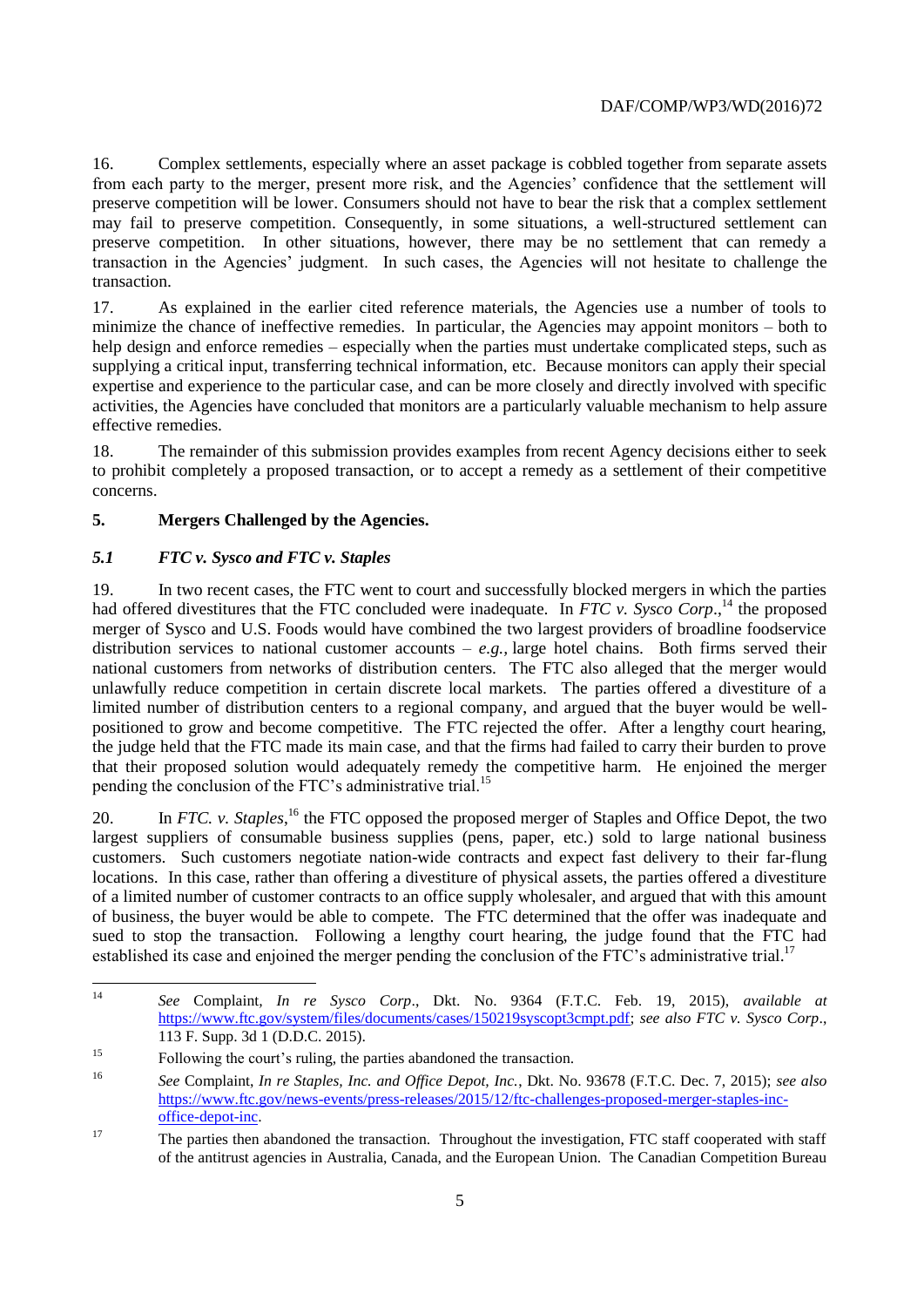16. Complex settlements, especially where an asset package is cobbled together from separate assets from each party to the merger, present more risk, and the Agencies' confidence that the settlement will preserve competition will be lower. Consumers should not have to bear the risk that a complex settlement may fail to preserve competition. Consequently, in some situations, a well-structured settlement can preserve competition. In other situations, however, there may be no settlement that can remedy a transaction in the Agencies' judgment. In such cases, the Agencies will not hesitate to challenge the transaction.

17. As explained in the earlier cited reference materials, the Agencies use a number of tools to minimize the chance of ineffective remedies. In particular, the Agencies may appoint monitors – both to help design and enforce remedies – especially when the parties must undertake complicated steps, such as supplying a critical input, transferring technical information, etc. Because monitors can apply their special expertise and experience to the particular case, and can be more closely and directly involved with specific activities, the Agencies have concluded that monitors are a particularly valuable mechanism to help assure effective remedies.

18. The remainder of this submission provides examples from recent Agency decisions either to seek to prohibit completely a proposed transaction, or to accept a remedy as a settlement of their competitive concerns.

## 5. Mergers Challenged by the Agencies.

### *5.1 FTC v. Sysco and FTC v. Staples*

19. In two recent cases, the FTC went to court and successfully blocked mergers in which the parties had offered divestitures that the FTC concluded were inadequate. In *FTC v. Sysco Corp*.,[14] the proposed merger of Sysco and U.S. Foods would have combined the two largest providers of broadline foodservice distribution services to national customer accounts – *e.g.*, large hotel chains. Both firms served their national customers from networks of distribution centers. The FTC also alleged that the merger would unlawfully reduce competition in certain discrete local markets. The parties offered a divestiture of a limited number of distribution centers to a regional company, and argued that the buyer would be well-positioned to grow and become competitive. The FTC rejected the offer. After a lengthy court hearing, the judge held that the FTC made its main case, and that the firms had failed to carry their burden to prove that their proposed solution would adequately remedy the competitive harm. He enjoined the merger pending the conclusion of the FTC's administrative trial.[15]

20. In *FTC. v. Staples*,[16] the FTC opposed the proposed merger of Staples and Office Depot, the two largest suppliers of consumable business supplies (pens, paper, etc.) sold to large national business customers. Such customers negotiate nation-wide contracts and expect fast delivery to their far-flung locations. In this case, rather than offering a divestiture of physical assets, the parties offered a divestiture of a limited number of customer contracts to an office supply wholesaler, and argued that with this amount of business, the buyer would be able to compete. The FTC determined that the offer was inadequate and sued to stop the transaction. Following a lengthy court hearing, the judge found that the FTC had established its case and enjoined the merger pending the conclusion of the FTC's administrative trial.[17]

---

[14] *See* Complaint, *In re Sysco Corp*., Dkt. No. 9364 (F.T.C. Feb. 19, 2015), *available at* https://www.ftc.gov/system/files/documents/cases/150219syscopt3cmpt.pdf; *see also FTC v. Sysco Corp*., 113 F. Supp. 3d 1 (D.D.C. 2015).

[15] Following the court's ruling, the parties abandoned the transaction.

[16] *See* Complaint, *In re Staples, Inc. and Office Depot, Inc.*, Dkt. No. 93678 (F.T.C. Dec. 7, 2015); *see also* https://www.ftc.gov/news-events/press-releases/2015/12/ftc-challenges-proposed-merger-staples-inc-office-depot-inc.

[17] The parties then abandoned the transaction. Throughout the investigation, FTC staff cooperated with staff of the antitrust agencies in Australia, Canada, and the European Union. The Canadian Competition Bureau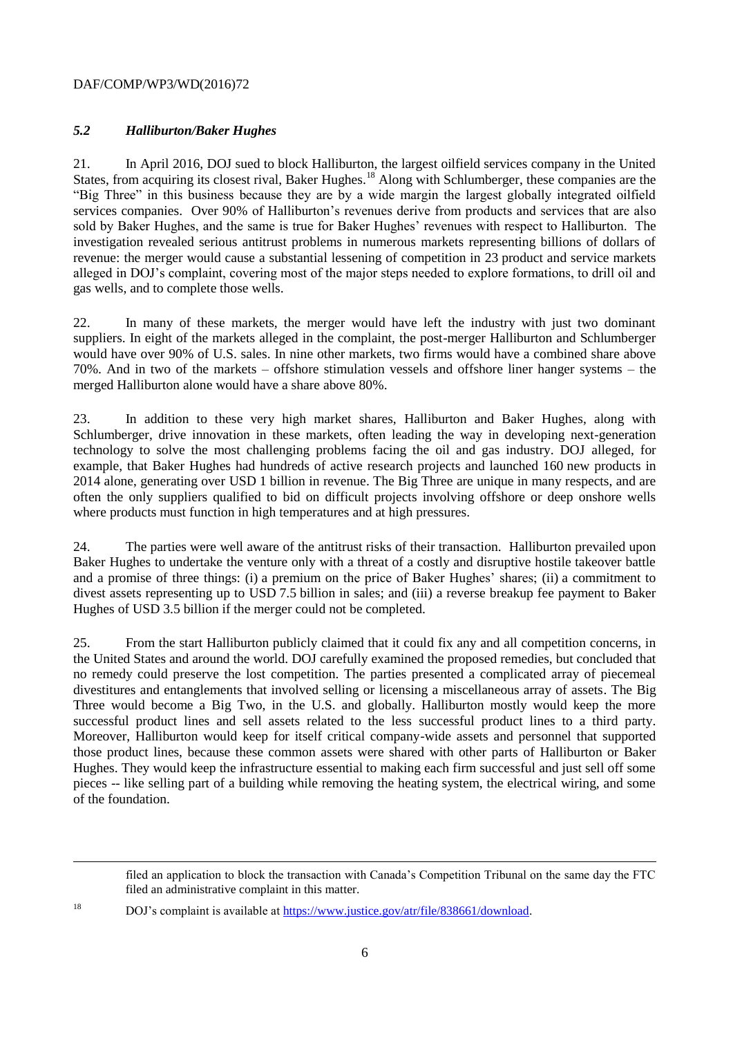### *5.2 Halliburton/Baker Hughes*

21. In April 2016, DOJ sued to block Halliburton, the largest oilfield services company in the United States, from acquiring its closest rival, Baker Hughes.[18] Along with Schlumberger, these companies are the "Big Three" in this business because they are by a wide margin the largest globally integrated oilfield services companies. Over 90% of Halliburton's revenues derive from products and services that are also sold by Baker Hughes, and the same is true for Baker Hughes' revenues with respect to Halliburton. The investigation revealed serious antitrust problems in numerous markets representing billions of dollars of revenue: the merger would cause a substantial lessening of competition in 23 product and service markets alleged in DOJ's complaint, covering most of the major steps needed to explore formations, to drill oil and gas wells, and to complete those wells.

22. In many of these markets, the merger would have left the industry with just two dominant suppliers. In eight of the markets alleged in the complaint, the post-merger Halliburton and Schlumberger would have over 90% of U.S. sales. In nine other markets, two firms would have a combined share above 70%. And in two of the markets – offshore stimulation vessels and offshore liner hanger systems – the merged Halliburton alone would have a share above 80%.

23. In addition to these very high market shares, Halliburton and Baker Hughes, along with Schlumberger, drive innovation in these markets, often leading the way in developing next-generation technology to solve the most challenging problems facing the oil and gas industry. DOJ alleged, for example, that Baker Hughes had hundreds of active research projects and launched 160 new products in 2014 alone, generating over USD 1 billion in revenue. The Big Three are unique in many respects, and are often the only suppliers qualified to bid on difficult projects involving offshore or deep onshore wells where products must function in high temperatures and at high pressures.

24. The parties were well aware of the antitrust risks of their transaction. Halliburton prevailed upon Baker Hughes to undertake the venture only with a threat of a costly and disruptive hostile takeover battle and a promise of three things: (i) a premium on the price of Baker Hughes' shares; (ii) a commitment to divest assets representing up to USD 7.5 billion in sales; and (iii) a reverse breakup fee payment to Baker Hughes of USD 3.5 billion if the merger could not be completed.

25. From the start Halliburton publicly claimed that it could fix any and all competition concerns, in the United States and around the world. DOJ carefully examined the proposed remedies, but concluded that no remedy could preserve the lost competition. The parties presented a complicated array of piecemeal divestitures and entanglements that involved selling or licensing a miscellaneous array of assets. The Big Three would become a Big Two, in the U.S. and globally. Halliburton mostly would keep the more successful product lines and sell assets related to the less successful product lines to a third party. Moreover, Halliburton would keep for itself critical company-wide assets and personnel that supported those product lines, because these common assets were shared with other parts of Halliburton or Baker Hughes. They would keep the infrastructure essential to making each firm successful and just sell off some pieces -- like selling part of a building while removing the heating system, the electrical wiring, and some of the foundation.

---

filed an application to block the transaction with Canada's Competition Tribunal on the same day the FTC filed an administrative complaint in this matter.

[18] DOJ's complaint is available at https://www.justice.gov/atr/file/838661/download.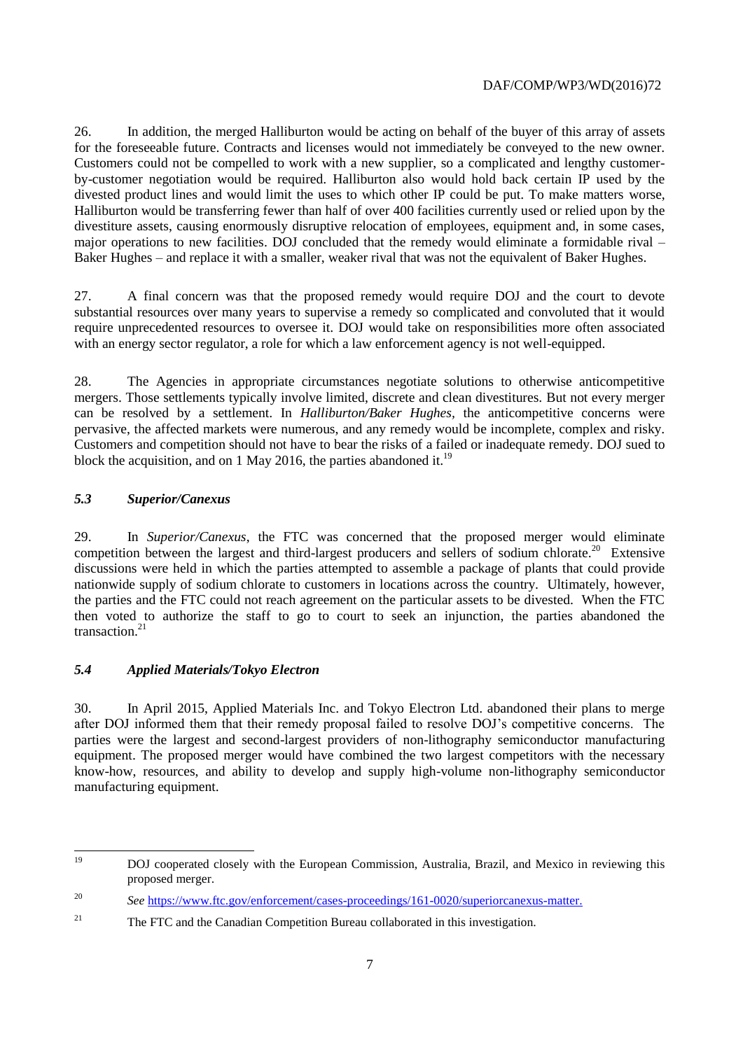26. In addition, the merged Halliburton would be acting on behalf of the buyer of this array of assets for the foreseeable future. Contracts and licenses would not immediately be conveyed to the new owner. Customers could not be compelled to work with a new supplier, so a complicated and lengthy customer-by-customer negotiation would be required. Halliburton also would hold back certain IP used by the divested product lines and would limit the uses to which other IP could be put. To make matters worse, Halliburton would be transferring fewer than half of over 400 facilities currently used or relied upon by the divestiture assets, causing enormously disruptive relocation of employees, equipment and, in some cases, major operations to new facilities. DOJ concluded that the remedy would eliminate a formidable rival – Baker Hughes – and replace it with a smaller, weaker rival that was not the equivalent of Baker Hughes.

27. A final concern was that the proposed remedy would require DOJ and the court to devote substantial resources over many years to supervise a remedy so complicated and convoluted that it would require unprecedented resources to oversee it. DOJ would take on responsibilities more often associated with an energy sector regulator, a role for which a law enforcement agency is not well-equipped.

28. The Agencies in appropriate circumstances negotiate solutions to otherwise anticompetitive mergers. Those settlements typically involve limited, discrete and clean divestitures. But not every merger can be resolved by a settlement. In *Halliburton/Baker Hughes*, the anticompetitive concerns were pervasive, the affected markets were numerous, and any remedy would be incomplete, complex and risky. Customers and competition should not have to bear the risks of a failed or inadequate remedy. DOJ sued to block the acquisition, and on 1 May 2016, the parties abandoned it.[19]

### *5.3 Superior/Canexus*

29. In *Superior/Canexus*, the FTC was concerned that the proposed merger would eliminate competition between the largest and third-largest producers and sellers of sodium chlorate.[20] Extensive discussions were held in which the parties attempted to assemble a package of plants that could provide nationwide supply of sodium chlorate to customers in locations across the country. Ultimately, however, the parties and the FTC could not reach agreement on the particular assets to be divested. When the FTC then voted to authorize the staff to go to court to seek an injunction, the parties abandoned the transaction.[21]

### *5.4 Applied Materials/Tokyo Electron*

30. In April 2015, Applied Materials Inc. and Tokyo Electron Ltd. abandoned their plans to merge after DOJ informed them that their remedy proposal failed to resolve DOJ's competitive concerns. The parties were the largest and second-largest providers of non-lithography semiconductor manufacturing equipment. The proposed merger would have combined the two largest competitors with the necessary know-how, resources, and ability to develop and supply high-volume non-lithography semiconductor manufacturing equipment.

---

[19] DOJ cooperated closely with the European Commission, Australia, Brazil, and Mexico in reviewing this proposed merger.

[20] *See* https://www.ftc.gov/enforcement/cases-proceedings/161-0020/superiorcanexus-matter.

[21] The FTC and the Canadian Competition Bureau collaborated in this investigation.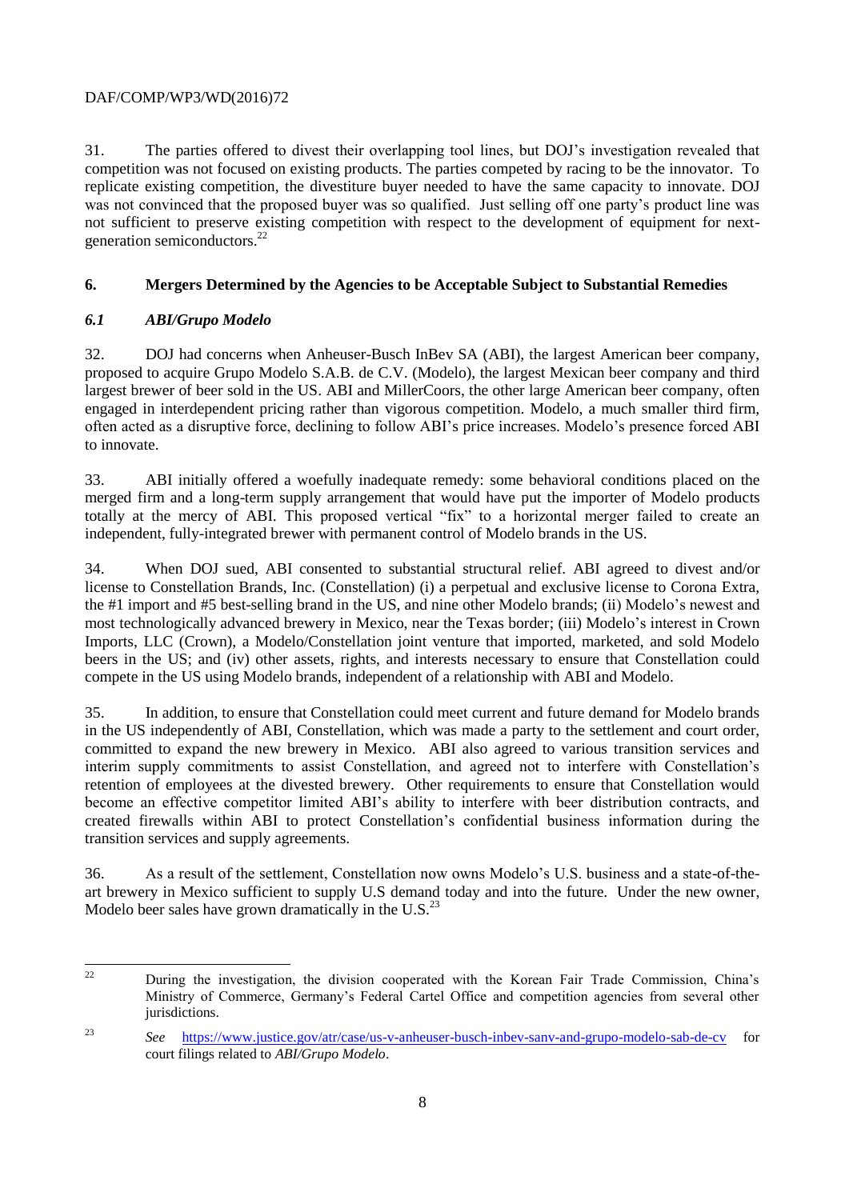31. The parties offered to divest their overlapping tool lines, but DOJ's investigation revealed that competition was not focused on existing products. The parties competed by racing to be the innovator. To replicate existing competition, the divestiture buyer needed to have the same capacity to innovate. DOJ was not convinced that the proposed buyer was so qualified. Just selling off one party's product line was not sufficient to preserve existing competition with respect to the development of equipment for next-generation semiconductors.[22]

## 6. Mergers Determined by the Agencies to be Acceptable Subject to Substantial Remedies

### *6.1 ABI/Grupo Modelo*

32. DOJ had concerns when Anheuser-Busch InBev SA (ABI), the largest American beer company, proposed to acquire Grupo Modelo S.A.B. de C.V. (Modelo), the largest Mexican beer company and third largest brewer of beer sold in the US. ABI and MillerCoors, the other large American beer company, often engaged in interdependent pricing rather than vigorous competition. Modelo, a much smaller third firm, often acted as a disruptive force, declining to follow ABI's price increases. Modelo's presence forced ABI to innovate.

33. ABI initially offered a woefully inadequate remedy: some behavioral conditions placed on the merged firm and a long-term supply arrangement that would have put the importer of Modelo products totally at the mercy of ABI. This proposed vertical "fix" to a horizontal merger failed to create an independent, fully-integrated brewer with permanent control of Modelo brands in the US.

34. When DOJ sued, ABI consented to substantial structural relief. ABI agreed to divest and/or license to Constellation Brands, Inc. (Constellation) (i) a perpetual and exclusive license to Corona Extra, the #1 import and #5 best-selling brand in the US, and nine other Modelo brands; (ii) Modelo's newest and most technologically advanced brewery in Mexico, near the Texas border; (iii) Modelo's interest in Crown Imports, LLC (Crown), a Modelo/Constellation joint venture that imported, marketed, and sold Modelo beers in the US; and (iv) other assets, rights, and interests necessary to ensure that Constellation could compete in the US using Modelo brands, independent of a relationship with ABI and Modelo.

35. In addition, to ensure that Constellation could meet current and future demand for Modelo brands in the US independently of ABI, Constellation, which was made a party to the settlement and court order, committed to expand the new brewery in Mexico. ABI also agreed to various transition services and interim supply commitments to assist Constellation, and agreed not to interfere with Constellation's retention of employees at the divested brewery. Other requirements to ensure that Constellation would become an effective competitor limited ABI's ability to interfere with beer distribution contracts, and created firewalls within ABI to protect Constellation's confidential business information during the transition services and supply agreements.

36. As a result of the settlement, Constellation now owns Modelo's U.S. business and a state-of-the-art brewery in Mexico sufficient to supply U.S demand today and into the future. Under the new owner, Modelo beer sales have grown dramatically in the U.S.[23]

---

[22] During the investigation, the division cooperated with the Korean Fair Trade Commission, China's Ministry of Commerce, Germany's Federal Cartel Office and competition agencies from several other jurisdictions.

[23] *See* https://www.justice.gov/atr/case/us-v-anheuser-busch-inbev-sanv-and-grupo-modelo-sab-de-cv for court filings related to *ABI/Grupo Modelo*.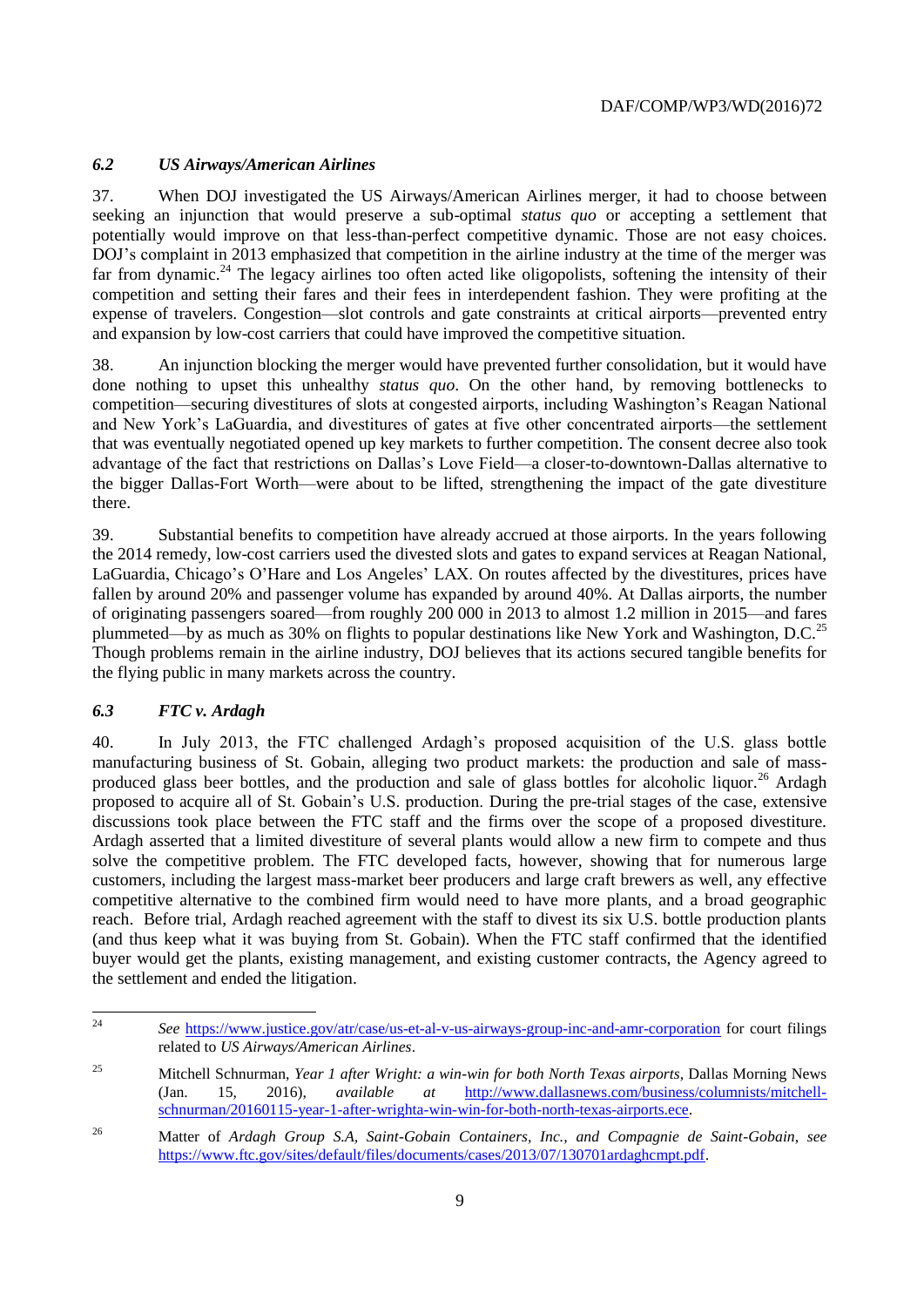### *6.2 US Airways/American Airlines*

37. When DOJ investigated the US Airways/American Airlines merger, it had to choose between seeking an injunction that would preserve a sub-optimal *status quo* or accepting a settlement that potentially would improve on that less-than-perfect competitive dynamic. Those are not easy choices. DOJ's complaint in 2013 emphasized that competition in the airline industry at the time of the merger was far from dynamic.[24] The legacy airlines too often acted like oligopolists, softening the intensity of their competition and setting their fares and their fees in interdependent fashion. They were profiting at the expense of travelers. Congestion—slot controls and gate constraints at critical airports—prevented entry and expansion by low-cost carriers that could have improved the competitive situation.

38. An injunction blocking the merger would have prevented further consolidation, but it would have done nothing to upset this unhealthy *status quo*. On the other hand, by removing bottlenecks to competition—securing divestitures of slots at congested airports, including Washington's Reagan National and New York's LaGuardia, and divestitures of gates at five other concentrated airports—the settlement that was eventually negotiated opened up key markets to further competition. The consent decree also took advantage of the fact that restrictions on Dallas's Love Field—a closer-to-downtown-Dallas alternative to the bigger Dallas-Fort Worth—were about to be lifted, strengthening the impact of the gate divestiture there.

39. Substantial benefits to competition have already accrued at those airports. In the years following the 2014 remedy, low-cost carriers used the divested slots and gates to expand services at Reagan National, LaGuardia, Chicago's O'Hare and Los Angeles' LAX. On routes affected by the divestitures, prices have fallen by around 20% and passenger volume has expanded by around 40%. At Dallas airports, the number of originating passengers soared—from roughly 200 000 in 2013 to almost 1.2 million in 2015—and fares plummeted—by as much as 30% on flights to popular destinations like New York and Washington, D.C.[25] Though problems remain in the airline industry, DOJ believes that its actions secured tangible benefits for the flying public in many markets across the country.

### *6.3 FTC v. Ardagh*

40. In July 2013, the FTC challenged Ardagh's proposed acquisition of the U.S. glass bottle manufacturing business of St. Gobain, alleging two product markets: the production and sale of mass-produced glass beer bottles, and the production and sale of glass bottles for alcoholic liquor.[26] Ardagh proposed to acquire all of St. Gobain's U.S. production. During the pre-trial stages of the case, extensive discussions took place between the FTC staff and the firms over the scope of a proposed divestiture. Ardagh asserted that a limited divestiture of several plants would allow a new firm to compete and thus solve the competitive problem. The FTC developed facts, however, showing that for numerous large customers, including the largest mass-market beer producers and large craft brewers as well, any effective competitive alternative to the combined firm would need to have more plants, and a broad geographic reach. Before trial, Ardagh reached agreement with the staff to divest its six U.S. bottle production plants (and thus keep what it was buying from St. Gobain). When the FTC staff confirmed that the identified buyer would get the plants, existing management, and existing customer contracts, the Agency agreed to the settlement and ended the litigation.

---

[24] *See* https://www.justice.gov/atr/case/us-et-al-v-us-airways-group-inc-and-amr-corporation for court filings related to *US Airways/American Airlines*.

[25] Mitchell Schnurman, *Year 1 after Wright: a win-win for both North Texas airports*, Dallas Morning News (Jan. 15, 2016), *available at* http://www.dallasnews.com/business/columnists/mitchell-schnurman/20160115-year-1-after-wrighta-win-win-for-both-north-texas-airports.ece.

[26] Matter of *Ardagh Group S.A, Saint-Gobain Containers, Inc., and Compagnie de Saint-Gobain*, *see* https://www.ftc.gov/sites/default/files/documents/cases/2013/07/130701ardaghcmpt.pdf.